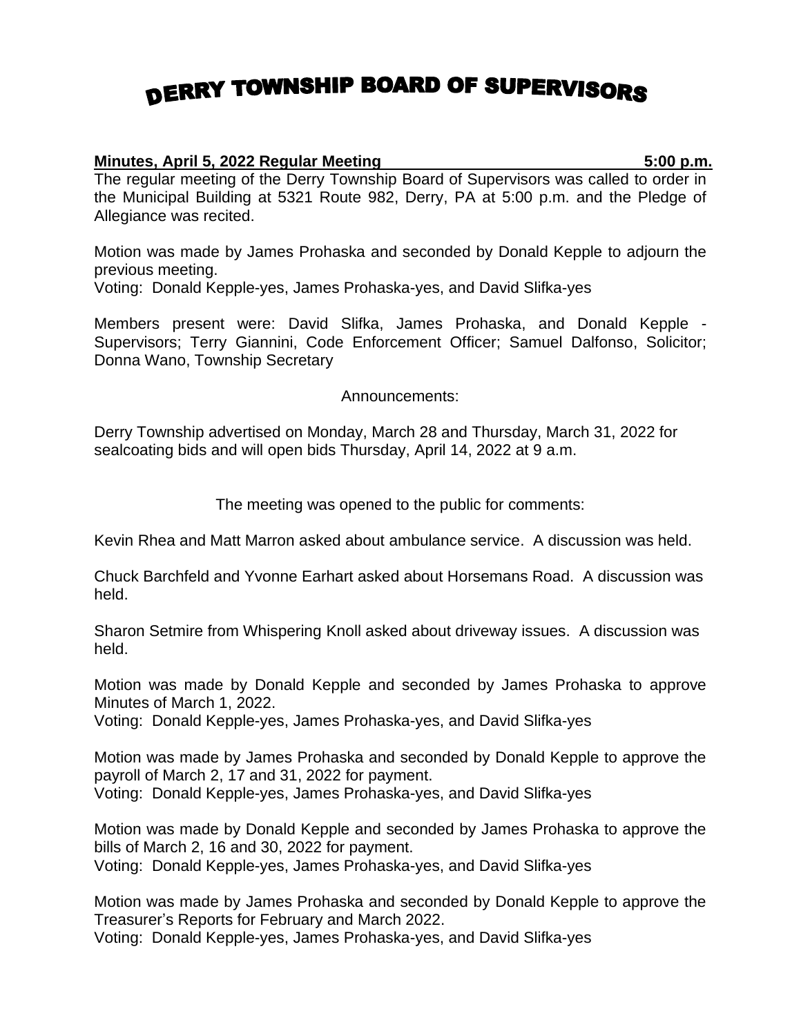# DERRY TOWNSHIP BOARD OF SUPERVISORS

**Minutes, April 5, 2022 Regular Meeting 5:00 p.m.**

The regular meeting of the Derry Township Board of Supervisors was called to order in the Municipal Building at 5321 Route 982, Derry, PA at 5:00 p.m. and the Pledge of Allegiance was recited.

Motion was made by James Prohaska and seconded by Donald Kepple to adjourn the previous meeting.
Voting: Donald Kepple-yes, James Prohaska-yes, and David Slifka-yes

Members present were: David Slifka, James Prohaska, and Donald Kepple - Supervisors; Terry Giannini, Code Enforcement Officer; Samuel Dalfonso, Solicitor; Donna Wano, Township Secretary

Announcements:

Derry Township advertised on Monday, March 28 and Thursday, March 31, 2022 for sealcoating bids and will open bids Thursday, April 14, 2022 at 9 a.m.

The meeting was opened to the public for comments:

Kevin Rhea and Matt Marron asked about ambulance service. A discussion was held.

Chuck Barchfeld and Yvonne Earhart asked about Horsemans Road. A discussion was held.

Sharon Setmire from Whispering Knoll asked about driveway issues. A discussion was held.

Motion was made by Donald Kepple and seconded by James Prohaska to approve Minutes of March 1, 2022.
Voting: Donald Kepple-yes, James Prohaska-yes, and David Slifka-yes

Motion was made by James Prohaska and seconded by Donald Kepple to approve the payroll of March 2, 17 and 31, 2022 for payment.
Voting: Donald Kepple-yes, James Prohaska-yes, and David Slifka-yes

Motion was made by Donald Kepple and seconded by James Prohaska to approve the bills of March 2, 16 and 30, 2022 for payment.
Voting: Donald Kepple-yes, James Prohaska-yes, and David Slifka-yes

Motion was made by James Prohaska and seconded by Donald Kepple to approve the Treasurer's Reports for February and March 2022.
Voting: Donald Kepple-yes, James Prohaska-yes, and David Slifka-yes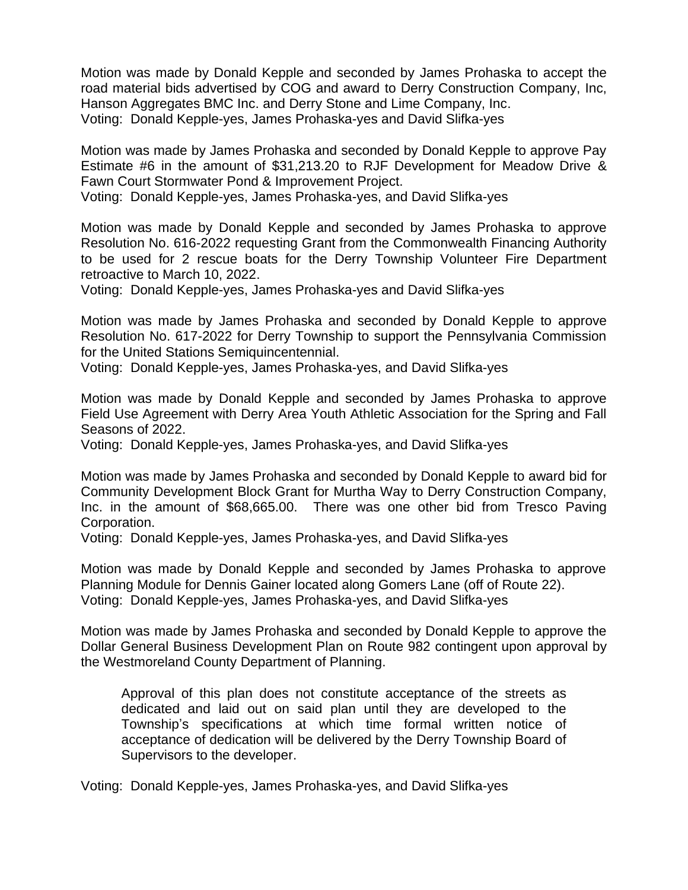Motion was made by Donald Kepple and seconded by James Prohaska to accept the road material bids advertised by COG and award to Derry Construction Company, Inc, Hanson Aggregates BMC Inc. and Derry Stone and Lime Company, Inc.
Voting: Donald Kepple-yes, James Prohaska-yes and David Slifka-yes

Motion was made by James Prohaska and seconded by Donald Kepple to approve Pay Estimate #6 in the amount of $31,213.20 to RJF Development for Meadow Drive & Fawn Court Stormwater Pond & Improvement Project.
Voting: Donald Kepple-yes, James Prohaska-yes, and David Slifka-yes

Motion was made by Donald Kepple and seconded by James Prohaska to approve Resolution No. 616-2022 requesting Grant from the Commonwealth Financing Authority to be used for 2 rescue boats for the Derry Township Volunteer Fire Department retroactive to March 10, 2022.
Voting: Donald Kepple-yes, James Prohaska-yes and David Slifka-yes

Motion was made by James Prohaska and seconded by Donald Kepple to approve Resolution No. 617-2022 for Derry Township to support the Pennsylvania Commission for the United Stations Semiquincentennial.
Voting: Donald Kepple-yes, James Prohaska-yes, and David Slifka-yes

Motion was made by Donald Kepple and seconded by James Prohaska to approve Field Use Agreement with Derry Area Youth Athletic Association for the Spring and Fall Seasons of 2022.
Voting: Donald Kepple-yes, James Prohaska-yes, and David Slifka-yes

Motion was made by James Prohaska and seconded by Donald Kepple to award bid for Community Development Block Grant for Murtha Way to Derry Construction Company, Inc. in the amount of $68,665.00. There was one other bid from Tresco Paving Corporation.
Voting: Donald Kepple-yes, James Prohaska-yes, and David Slifka-yes

Motion was made by Donald Kepple and seconded by James Prohaska to approve Planning Module for Dennis Gainer located along Gomers Lane (off of Route 22).
Voting: Donald Kepple-yes, James Prohaska-yes, and David Slifka-yes

Motion was made by James Prohaska and seconded by Donald Kepple to approve the Dollar General Business Development Plan on Route 982 contingent upon approval by the Westmoreland County Department of Planning.

> Approval of this plan does not constitute acceptance of the streets as dedicated and laid out on said plan until they are developed to the Township's specifications at which time formal written notice of acceptance of dedication will be delivered by the Derry Township Board of Supervisors to the developer.

Voting: Donald Kepple-yes, James Prohaska-yes, and David Slifka-yes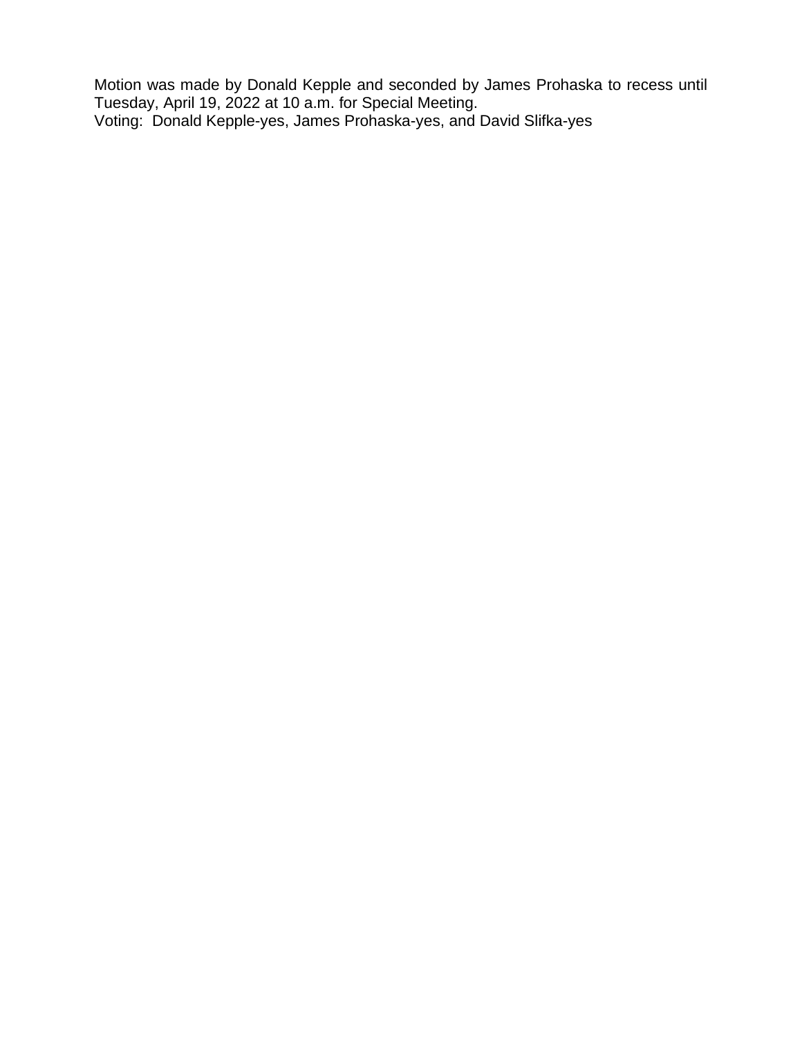Motion was made by Donald Kepple and seconded by James Prohaska to recess until Tuesday, April 19, 2022 at 10 a.m. for Special Meeting.
Voting: Donald Kepple-yes, James Prohaska-yes, and David Slifka-yes